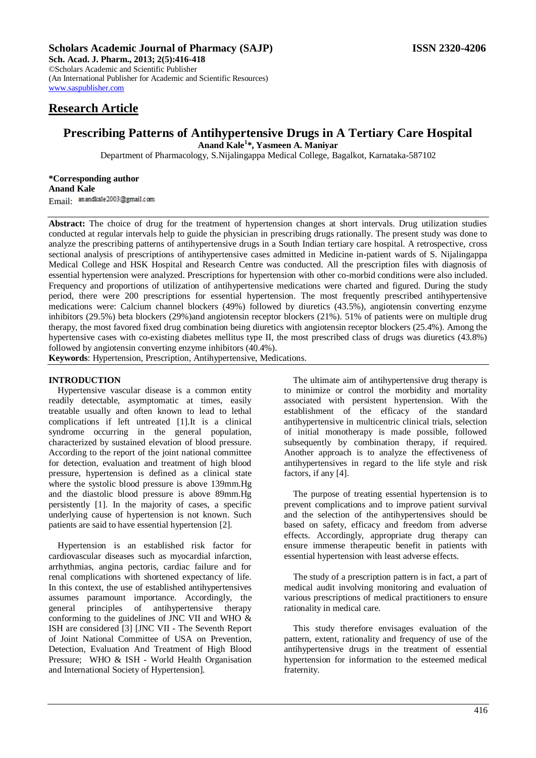**Scholars Academic Journal of Pharmacy (SAJP)** **ISSN 2320-4206**
**Sch. Acad. J. Pharm., 2013; 2(5):416-418**
©Scholars Academic and Scientific Publisher
(An International Publisher for Academic and Scientific Resources)
www.saspublisher.com

## Research Article

# Prescribing Patterns of Antihypertensive Drugs in A Tertiary Care Hospital

**Anand Kale[1]\*, Yasmeen A. Maniyar**

Department of Pharmacology, S.Nijalingappa Medical College, Bagalkot, Karnataka-587102

**\*Corresponding author**
**Anand Kale**
Email: anandkale2003@gmail.com

**Abstract:** The choice of drug for the treatment of hypertension changes at short intervals. Drug utilization studies conducted at regular intervals help to guide the physician in prescribing drugs rationally. The present study was done to analyze the prescribing patterns of antihypertensive drugs in a South Indian tertiary care hospital. A retrospective, cross sectional analysis of prescriptions of antihypertensive cases admitted in Medicine in-patient wards of S. Nijalingappa Medical College and HSK Hospital and Research Centre was conducted. All the prescription files with diagnosis of essential hypertension were analyzed. Prescriptions for hypertension with other co-morbid conditions were also included. Frequency and proportions of utilization of antihypertensive medications were charted and figured. During the study period, there were 200 prescriptions for essential hypertension. The most frequently prescribed antihypertensive medications were: Calcium channel blockers (49%) followed by diuretics (43.5%), angiotensin converting enzyme inhibitors (29.5%) beta blockers (29%)and angiotensin receptor blockers (21%). 51% of patients were on multiple drug therapy, the most favored fixed drug combination being diuretics with angiotensin receptor blockers (25.4%). Among the hypertensive cases with co-existing diabetes mellitus type II, the most prescribed class of drugs was diuretics (43.8%) followed by angiotensin converting enzyme inhibitors (40.4%).

**Keywords**: Hypertension, Prescription, Antihypertensive, Medications.

## INTRODUCTION

Hypertensive vascular disease is a common entity readily detectable, asymptomatic at times, easily treatable usually and often known to lead to lethal complications if left untreated [1].It is a clinical syndrome occurring in the general population, characterized by sustained elevation of blood pressure. According to the report of the joint national committee for detection, evaluation and treatment of high blood pressure, hypertension is defined as a clinical state where the systolic blood pressure is above 139mm.Hg and the diastolic blood pressure is above 89mm.Hg persistently [1]. In the majority of cases, a specific underlying cause of hypertension is not known. Such patients are said to have essential hypertension [2].

Hypertension is an established risk factor for cardiovascular diseases such as myocardial infarction, arrhythmias, angina pectoris, cardiac failure and for renal complications with shortened expectancy of life. In this context, the use of established antihypertensives assumes paramount importance. Accordingly, the general principles of antihypertensive therapy conforming to the guidelines of JNC VII and WHO & ISH are considered [3] [JNC VII - The Seventh Report of Joint National Committee of USA on Prevention, Detection, Evaluation And Treatment of High Blood Pressure; WHO & ISH - World Health Organisation and International Society of Hypertension].

The ultimate aim of antihypertensive drug therapy is to minimize or control the morbidity and mortality associated with persistent hypertension. With the establishment of the efficacy of the standard antihypertensive in multicentric clinical trials, selection of initial monotherapy is made possible, followed subsequently by combination therapy, if required. Another approach is to analyze the effectiveness of antihypertensives in regard to the life style and risk factors, if any [4].

The purpose of treating essential hypertension is to prevent complications and to improve patient survival and the selection of the antihypertensives should be based on safety, efficacy and freedom from adverse effects. Accordingly, appropriate drug therapy can ensure immense therapeutic benefit in patients with essential hypertension with least adverse effects.

The study of a prescription pattern is in fact, a part of medical audit involving monitoring and evaluation of various prescriptions of medical practitioners to ensure rationality in medical care.

This study therefore envisages evaluation of the pattern, extent, rationality and frequency of use of the antihypertensive drugs in the treatment of essential hypertension for information to the esteemed medical fraternity.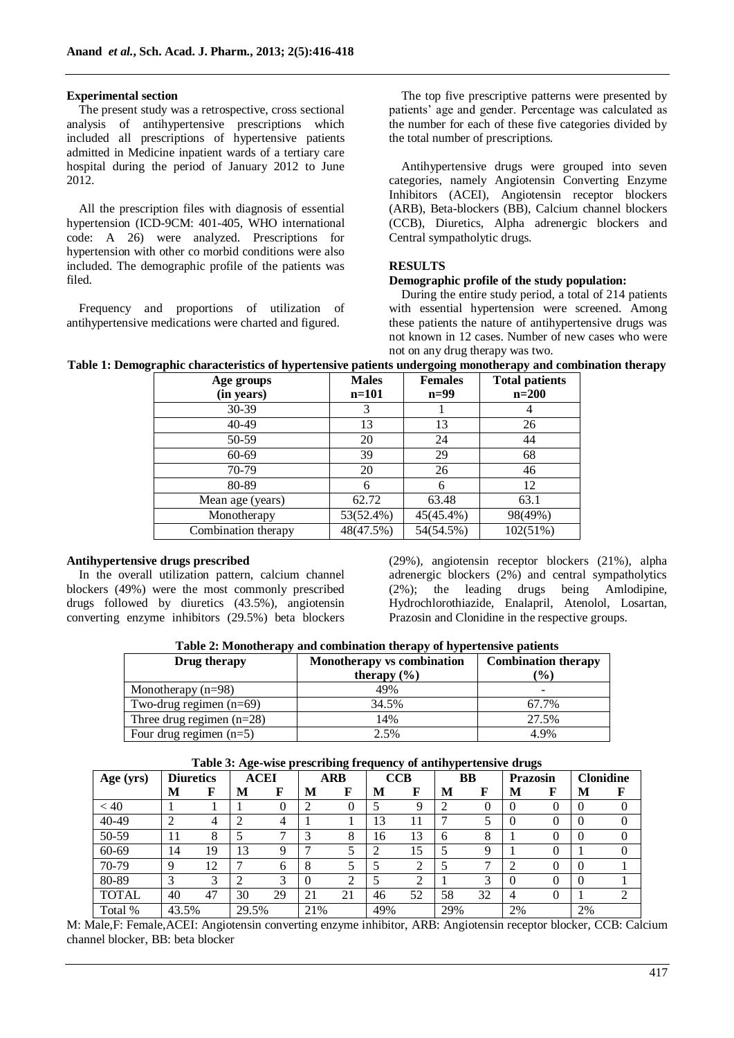### Experimental section

The present study was a retrospective, cross sectional analysis of antihypertensive prescriptions which included all prescriptions of hypertensive patients admitted in Medicine inpatient wards of a tertiary care hospital during the period of January 2012 to June 2012.

All the prescription files with diagnosis of essential hypertension (ICD-9CM: 401-405, WHO international code: A 26) were analyzed. Prescriptions for hypertension with other co morbid conditions were also included. The demographic profile of the patients was filed.

Frequency and proportions of utilization of antihypertensive medications were charted and figured.

The top five prescriptive patterns were presented by patients' age and gender. Percentage was calculated as the number for each of these five categories divided by the total number of prescriptions.

Antihypertensive drugs were grouped into seven categories, namely Angiotensin Converting Enzyme Inhibitors (ACEI), Angiotensin receptor blockers (ARB), Beta-blockers (BB), Calcium channel blockers (CCB), Diuretics, Alpha adrenergic blockers and Central sympatholytic drugs.

### RESULTS

**Demographic profile of the study population:**

During the entire study period, a total of 214 patients with essential hypertension were screened. Among these patients the nature of antihypertensive drugs was not known in 12 cases. Number of new cases who were not on any drug therapy was two.

**Table 1: Demographic characteristics of hypertensive patients undergoing monotherapy and combination therapy**

| Age groups (in years) | Males n=101 | Females n=99 | Total patients n=200 |
|---|---|---|---|
| 30-39 | 3 | 1 | 4 |
| 40-49 | 13 | 13 | 26 |
| 50-59 | 20 | 24 | 44 |
| 60-69 | 39 | 29 | 68 |
| 70-79 | 20 | 26 | 46 |
| 80-89 | 6 | 6 | 12 |
| Mean age (years) | 62.72 | 63.48 | 63.1 |
| Monotherapy | 53(52.4%) | 45(45.4%) | 98(49%) |
| Combination therapy | 48(47.5%) | 54(54.5%) | 102(51%) |

**Antihypertensive drugs prescribed**

In the overall utilization pattern, calcium channel blockers (49%) were the most commonly prescribed drugs followed by diuretics (43.5%), angiotensin converting enzyme inhibitors (29.5%) beta blockers (29%), angiotensin receptor blockers (21%), alpha adrenergic blockers (2%) and central sympatholytics (2%); the leading drugs being Amlodipine, Hydrochlorothiazide, Enalapril, Atenolol, Losartan, Prazosin and Clonidine in the respective groups.

**Table 2: Monotherapy and combination therapy of hypertensive patients**

| Drug therapy | Monotherapy vs combination therapy (%) | Combination therapy (%) |
|---|---|---|
| Monotherapy (n=98) | 49% | - |
| Two-drug regimen (n=69) | 34.5% | 67.7% |
| Three drug regimen (n=28) | 14% | 27.5% |
| Four drug regimen (n=5) | 2.5% | 4.9% |

**Table 3: Age-wise prescribing frequency of antihypertensive drugs**

| Age (yrs) | Diuretics | | ACEI | | ARB | | CCB | | BB | | Prazosin | | Clonidine | |
|---|---|---|---|---|---|---|---|---|---|---|---|---|---|---|
| | M | F | M | F | M | F | M | F | M | F | M | F | M | F |
| < 40 | 1 | 1 | 1 | 0 | 2 | 0 | 5 | 9 | 2 | 0 | 0 | 0 | 0 | 0 |
| 40-49 | 2 | 4 | 2 | 4 | 1 | 1 | 13 | 11 | 7 | 5 | 0 | 0 | 0 | 0 |
| 50-59 | 11 | 8 | 5 | 7 | 3 | 8 | 16 | 13 | 6 | 8 | 1 | 0 | 0 | 0 |
| 60-69 | 14 | 19 | 13 | 9 | 7 | 5 | 2 | 15 | 5 | 9 | 1 | 0 | 1 | 0 |
| 70-79 | 9 | 12 | 7 | 6 | 8 | 5 | 5 | 2 | 5 | 7 | 2 | 0 | 0 | 1 |
| 80-89 | 3 | 3 | 2 | 3 | 0 | 2 | 5 | 2 | 1 | 3 | 0 | 0 | 0 | 1 |
| TOTAL | 40 | 47 | 30 | 29 | 21 | 21 | 46 | 52 | 58 | 32 | 4 | 0 | 1 | 2 |
| Total % | 43.5% | | 29.5% | | 21% | | 49% | | 29% | | 2% | | 2% | |

M: Male,F: Female,ACEI: Angiotensin converting enzyme inhibitor, ARB: Angiotensin receptor blocker, CCB: Calcium channel blocker, BB: beta blocker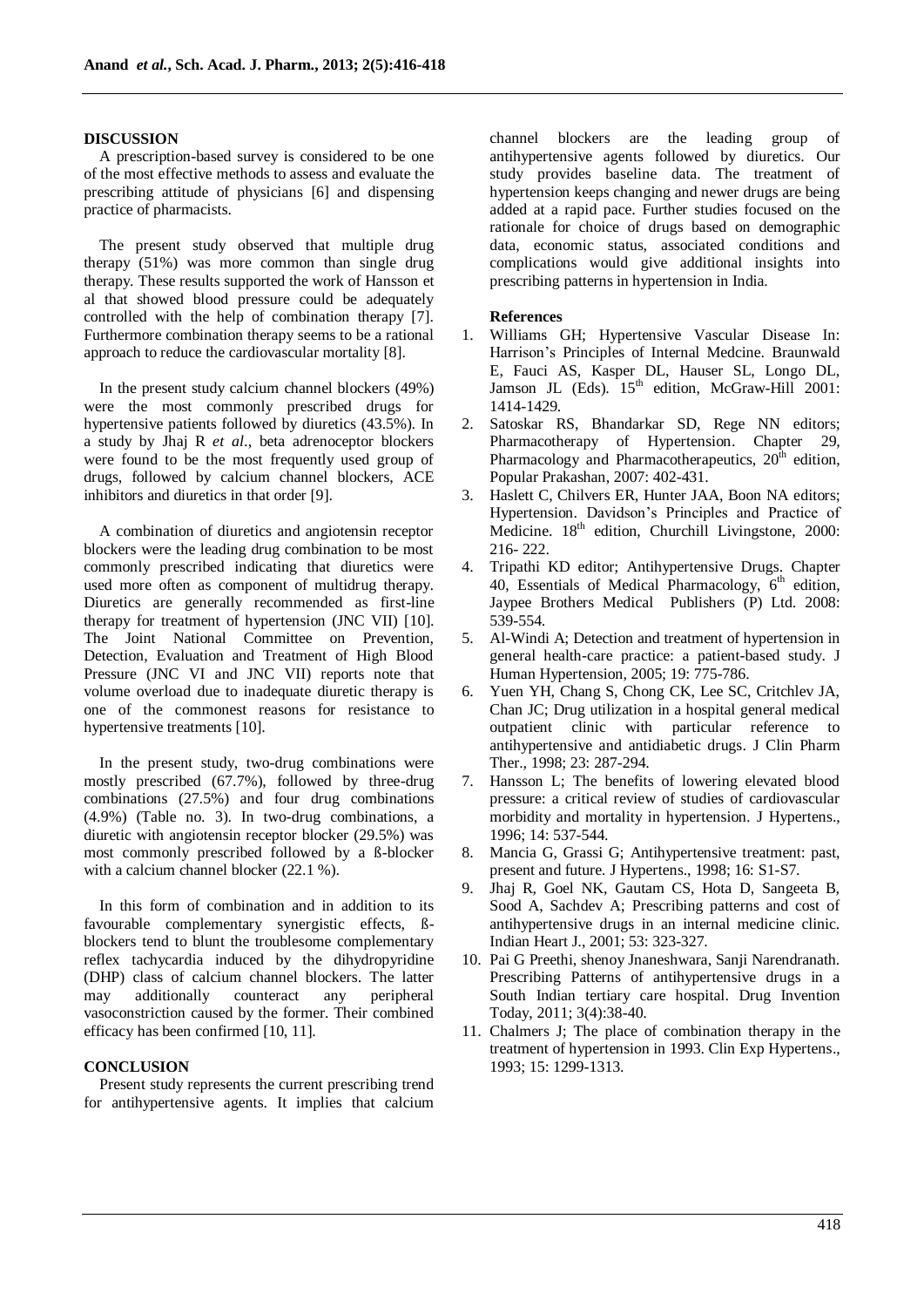## DISCUSSION

A prescription-based survey is considered to be one of the most effective methods to assess and evaluate the prescribing attitude of physicians [6] and dispensing practice of pharmacists.

The present study observed that multiple drug therapy (51%) was more common than single drug therapy. These results supported the work of Hansson et al that showed blood pressure could be adequately controlled with the help of combination therapy [7]. Furthermore combination therapy seems to be a rational approach to reduce the cardiovascular mortality [8].

In the present study calcium channel blockers (49%) were the most commonly prescribed drugs for hypertensive patients followed by diuretics (43.5%). In a study by Jhaj R *et al*., beta adrenoceptor blockers were found to be the most frequently used group of drugs, followed by calcium channel blockers, ACE inhibitors and diuretics in that order [9].

A combination of diuretics and angiotensin receptor blockers were the leading drug combination to be most commonly prescribed indicating that diuretics were used more often as component of multidrug therapy. Diuretics are generally recommended as first-line therapy for treatment of hypertension (JNC VII) [10]. The Joint National Committee on Prevention, Detection, Evaluation and Treatment of High Blood Pressure (JNC VI and JNC VII) reports note that volume overload due to inadequate diuretic therapy is one of the commonest reasons for resistance to hypertensive treatments [10].

In the present study, two-drug combinations were mostly prescribed (67.7%), followed by three-drug combinations (27.5%) and four drug combinations (4.9%) (Table no. 3). In two-drug combinations, a diuretic with angiotensin receptor blocker (29.5%) was most commonly prescribed followed by a ß-blocker with a calcium channel blocker (22.1 %).

In this form of combination and in addition to its favourable complementary synergistic effects, ß-blockers tend to blunt the troublesome complementary reflex tachycardia induced by the dihydropyridine (DHP) class of calcium channel blockers. The latter may additionally counteract any peripheral vasoconstriction caused by the former. Their combined efficacy has been confirmed [10, 11].

## CONCLUSION

Present study represents the current prescribing trend for antihypertensive agents. It implies that calcium channel blockers are the leading group of antihypertensive agents followed by diuretics. Our study provides baseline data. The treatment of hypertension keeps changing and newer drugs are being added at a rapid pace. Further studies focused on the rationale for choice of drugs based on demographic data, economic status, associated conditions and complications would give additional insights into prescribing patterns in hypertension in India.

## References

1. Williams GH; Hypertensive Vascular Disease In: Harrison's Principles of Internal Medcine. Braunwald E, Fauci AS, Kasper DL, Hauser SL, Longo DL, Jamson JL (Eds). 15th edition, McGraw-Hill 2001: 1414-1429.
2. Satoskar RS, Bhandarkar SD, Rege NN editors; Pharmacotherapy of Hypertension. Chapter 29, Pharmacology and Pharmacotherapeutics, 20th edition, Popular Prakashan, 2007: 402-431.
3. Haslett C, Chilvers ER, Hunter JAA, Boon NA editors; Hypertension. Davidson's Principles and Practice of Medicine. 18th edition, Churchill Livingstone, 2000: 216- 222.
4. Tripathi KD editor; Antihypertensive Drugs. Chapter 40, Essentials of Medical Pharmacology, 6th edition, Jaypee Brothers Medical Publishers (P) Ltd. 2008: 539-554.
5. Al-Windi A; Detection and treatment of hypertension in general health-care practice: a patient-based study. J Human Hypertension, 2005; 19: 775-786.
6. Yuen YH, Chang S, Chong CK, Lee SC, Critchlev JA, Chan JC; Drug utilization in a hospital general medical outpatient clinic with particular reference to antihypertensive and antidiabetic drugs. J Clin Pharm Ther., 1998; 23: 287-294.
7. Hansson L; The benefits of lowering elevated blood pressure: a critical review of studies of cardiovascular morbidity and mortality in hypertension. J Hypertens., 1996; 14: 537-544.
8. Mancia G, Grassi G; Antihypertensive treatment: past, present and future. J Hypertens., 1998; 16: S1-S7.
9. Jhaj R, Goel NK, Gautam CS, Hota D, Sangeeta B, Sood A, Sachdev A; Prescribing patterns and cost of antihypertensive drugs in an internal medicine clinic. Indian Heart J., 2001; 53: 323-327.
10. Pai G Preethi, shenoy Jnaneshwara, Sanji Narendranath. Prescribing Patterns of antihypertensive drugs in a South Indian tertiary care hospital. Drug Invention Today, 2011; 3(4):38-40.
11. Chalmers J; The place of combination therapy in the treatment of hypertension in 1993. Clin Exp Hypertens., 1993; 15: 1299-1313.